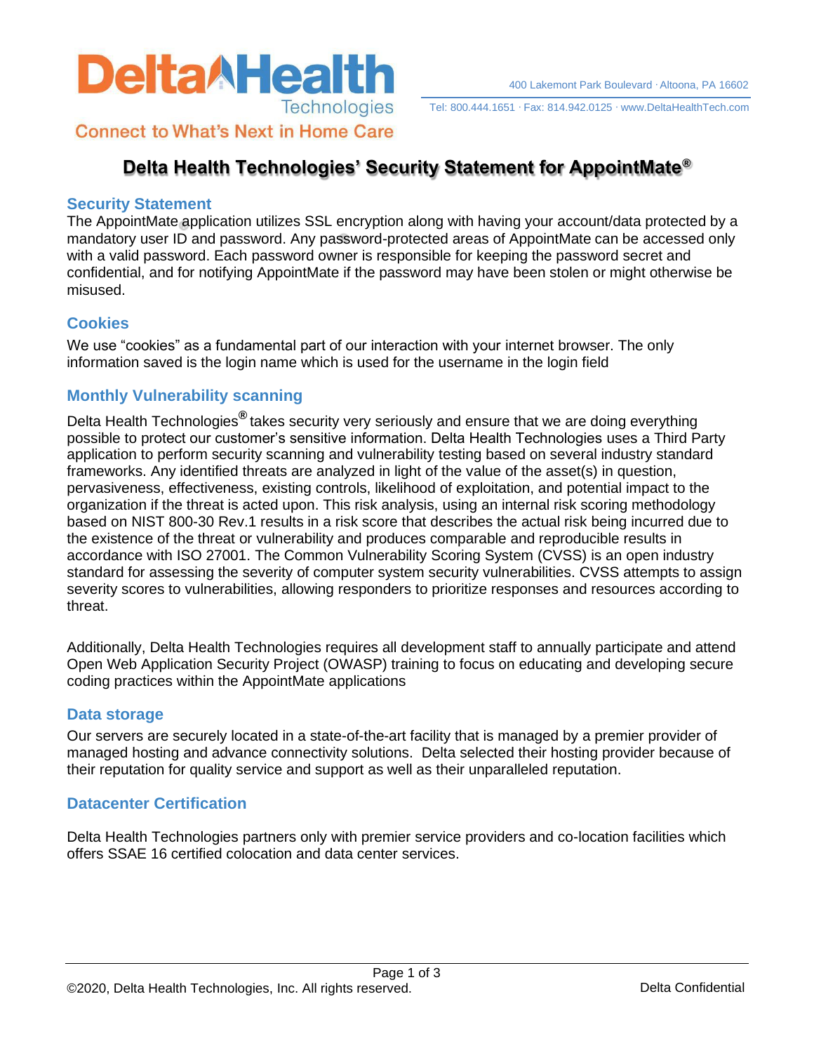Delta Health Technologies

Connect to What's Next in Home Care

400 Lakemont Park Boulevard · Altoona, PA 16602

Tel: 800.444.1651 · Fax: 814.942.0125 · www.DeltaHealthTech.com

# Delta Health Technologies' Security Statement for AppointMate®

## Security Statement

The AppointMate application utilizes SSL encryption along with having your account/data protected by a mandatory user ID and password. Any password-protected areas of AppointMate can be accessed only with a valid password. Each password owner is responsible for keeping the password secret and confidential, and for notifying AppointMate if the password may have been stolen or might otherwise be misused.

## Cookies

We use "cookies" as a fundamental part of our interaction with your internet browser. The only information saved is the login name which is used for the username in the login field

## Monthly Vulnerability scanning

Delta Health Technologies® takes security very seriously and ensure that we are doing everything possible to protect our customer's sensitive information. Delta Health Technologies uses a Third Party application to perform security scanning and vulnerability testing based on several industry standard frameworks. Any identified threats are analyzed in light of the value of the asset(s) in question, pervasiveness, effectiveness, existing controls, likelihood of exploitation, and potential impact to the organization if the threat is acted upon. This risk analysis, using an internal risk scoring methodology based on NIST 800-30 Rev.1 results in a risk score that describes the actual risk being incurred due to the existence of the threat or vulnerability and produces comparable and reproducible results in accordance with ISO 27001. The Common Vulnerability Scoring System (CVSS) is an open industry standard for assessing the severity of computer system security vulnerabilities. CVSS attempts to assign severity scores to vulnerabilities, allowing responders to prioritize responses and resources according to threat.

Additionally, Delta Health Technologies requires all development staff to annually participate and attend Open Web Application Security Project (OWASP) training to focus on educating and developing secure coding practices within the AppointMate applications

## Data storage

Our servers are securely located in a state-of-the-art facility that is managed by a premier provider of managed hosting and advance connectivity solutions. Delta selected their hosting provider because of their reputation for quality service and support as well as their unparalleled reputation.

## Datacenter Certification

Delta Health Technologies partners only with premier service providers and co-location facilities which offers SSAE 16 certified colocation and data center services.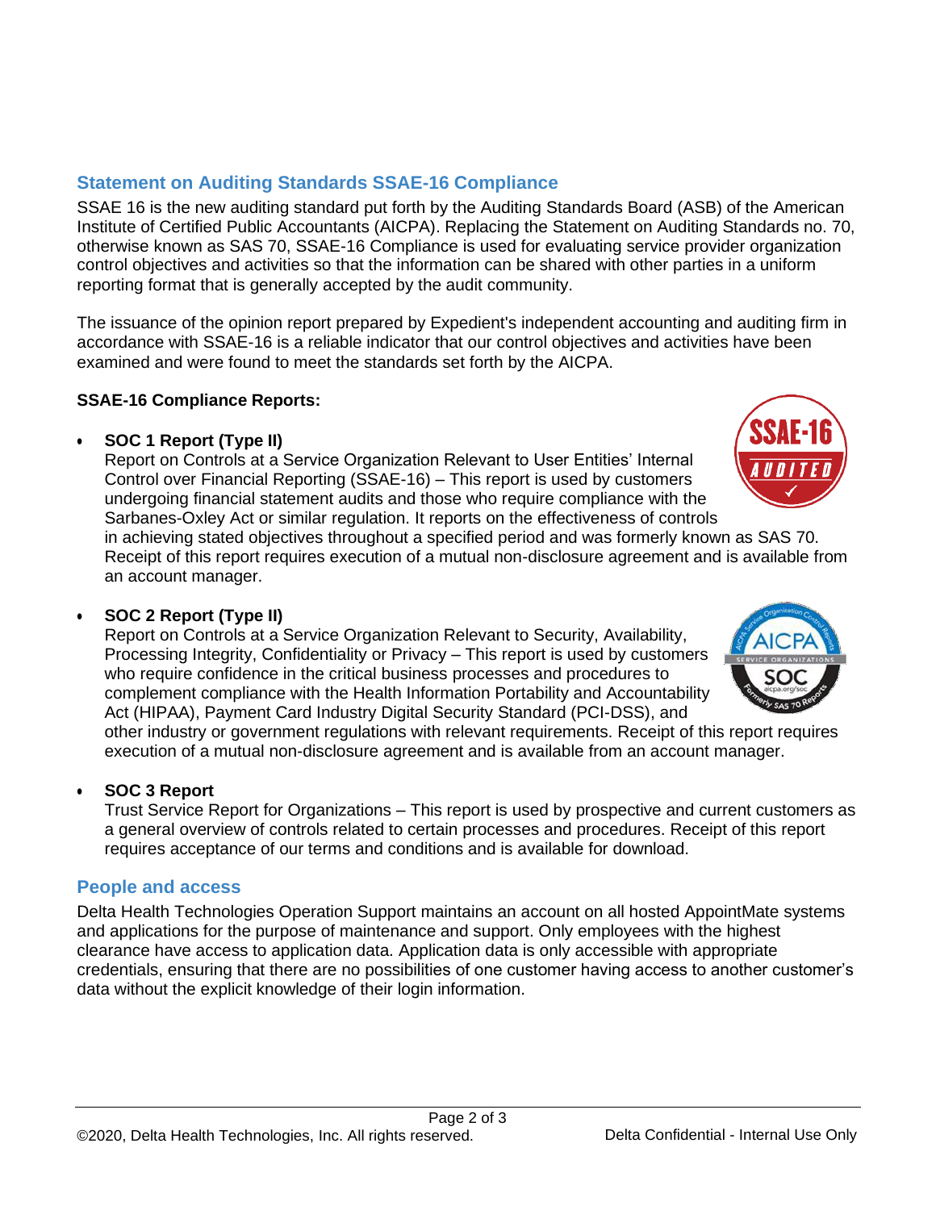## Statement on Auditing Standards SSAE-16 Compliance

SSAE 16 is the new auditing standard put forth by the Auditing Standards Board (ASB) of the American Institute of Certified Public Accountants (AICPA). Replacing the Statement on Auditing Standards no. 70, otherwise known as SAS 70, SSAE-16 Compliance is used for evaluating service provider organization control objectives and activities so that the information can be shared with other parties in a uniform reporting format that is generally accepted by the audit community.

The issuance of the opinion report prepared by Expedient's independent accounting and auditing firm in accordance with SSAE-16 is a reliable indicator that our control objectives and activities have been examined and were found to meet the standards set forth by the AICPA.

**SSAE-16 Compliance Reports:**

- **SOC 1 Report (Type II)**
  Report on Controls at a Service Organization Relevant to User Entities' Internal Control over Financial Reporting (SSAE-16) – This report is used by customers undergoing financial statement audits and those who require compliance with the Sarbanes-Oxley Act or similar regulation. It reports on the effectiveness of controls in achieving stated objectives throughout a specified period and was formerly known as SAS 70. Receipt of this report requires execution of a mutual non-disclosure agreement and is available from an account manager.

- **SOC 2 Report (Type II)**
  Report on Controls at a Service Organization Relevant to Security, Availability, Processing Integrity, Confidentiality or Privacy – This report is used by customers who require confidence in the critical business processes and procedures to complement compliance with the Health Information Portability and Accountability Act (HIPAA), Payment Card Industry Digital Security Standard (PCI-DSS), and other industry or government regulations with relevant requirements. Receipt of this report requires execution of a mutual non-disclosure agreement and is available from an account manager.

- **SOC 3 Report**
  Trust Service Report for Organizations – This report is used by prospective and current customers as a general overview of controls related to certain processes and procedures. Receipt of this report requires acceptance of our terms and conditions and is available for download.

## People and access

Delta Health Technologies Operation Support maintains an account on all hosted AppointMate systems and applications for the purpose of maintenance and support. Only employees with the highest clearance have access to application data. Application data is only accessible with appropriate credentials, ensuring that there are no possibilities of one customer having access to another customer's data without the explicit knowledge of their login information.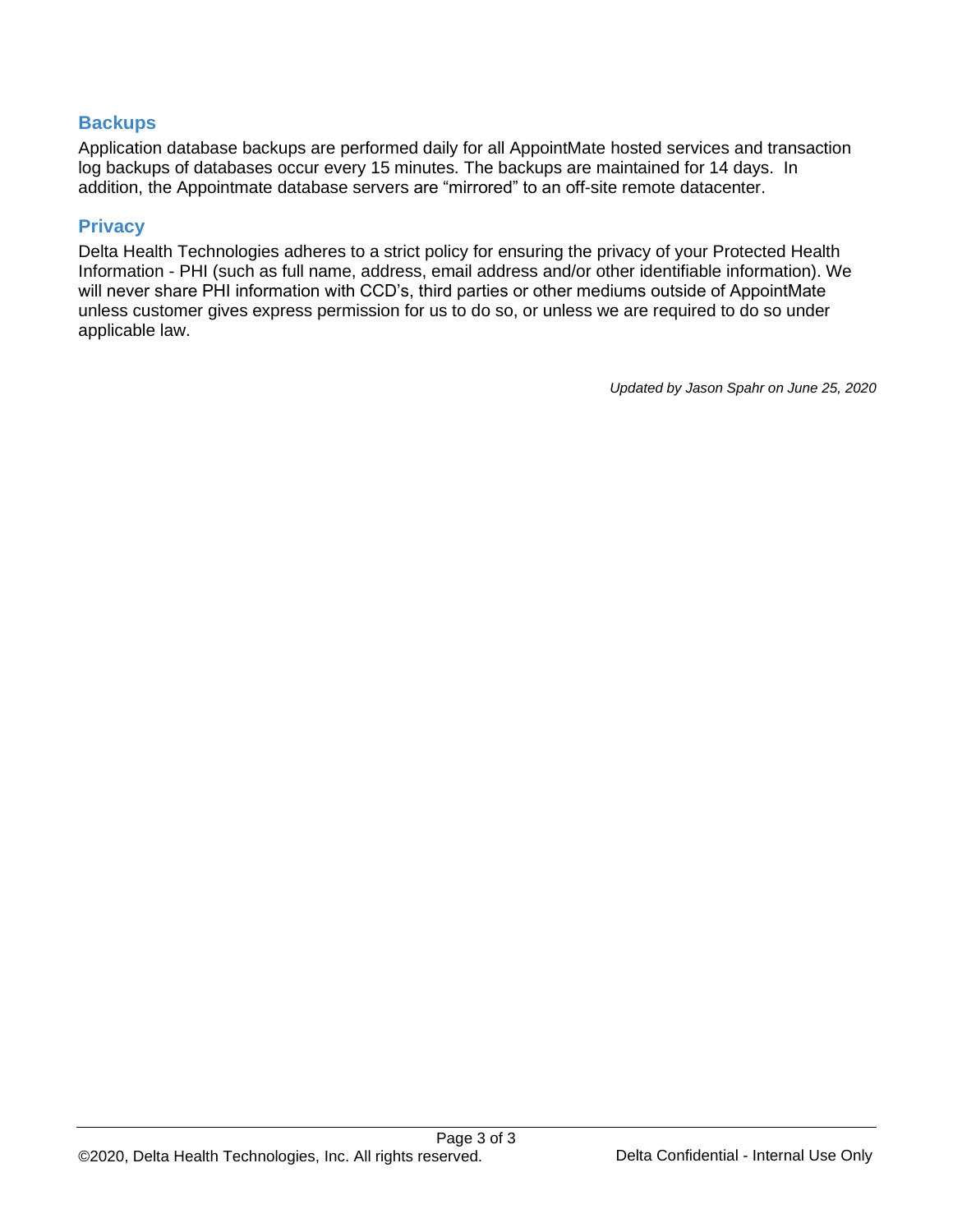## Backups

Application database backups are performed daily for all AppointMate hosted services and transaction log backups of databases occur every 15 minutes. The backups are maintained for 14 days. In addition, the Appointmate database servers are “mirrored” to an off-site remote datacenter.

## Privacy

Delta Health Technologies adheres to a strict policy for ensuring the privacy of your Protected Health Information - PHI (such as full name, address, email address and/or other identifiable information). We will never share PHI information with CCD’s, third parties or other mediums outside of AppointMate unless customer gives express permission for us to do so, or unless we are required to do so under applicable law.

*Updated by Jason Spahr on June 25, 2020*